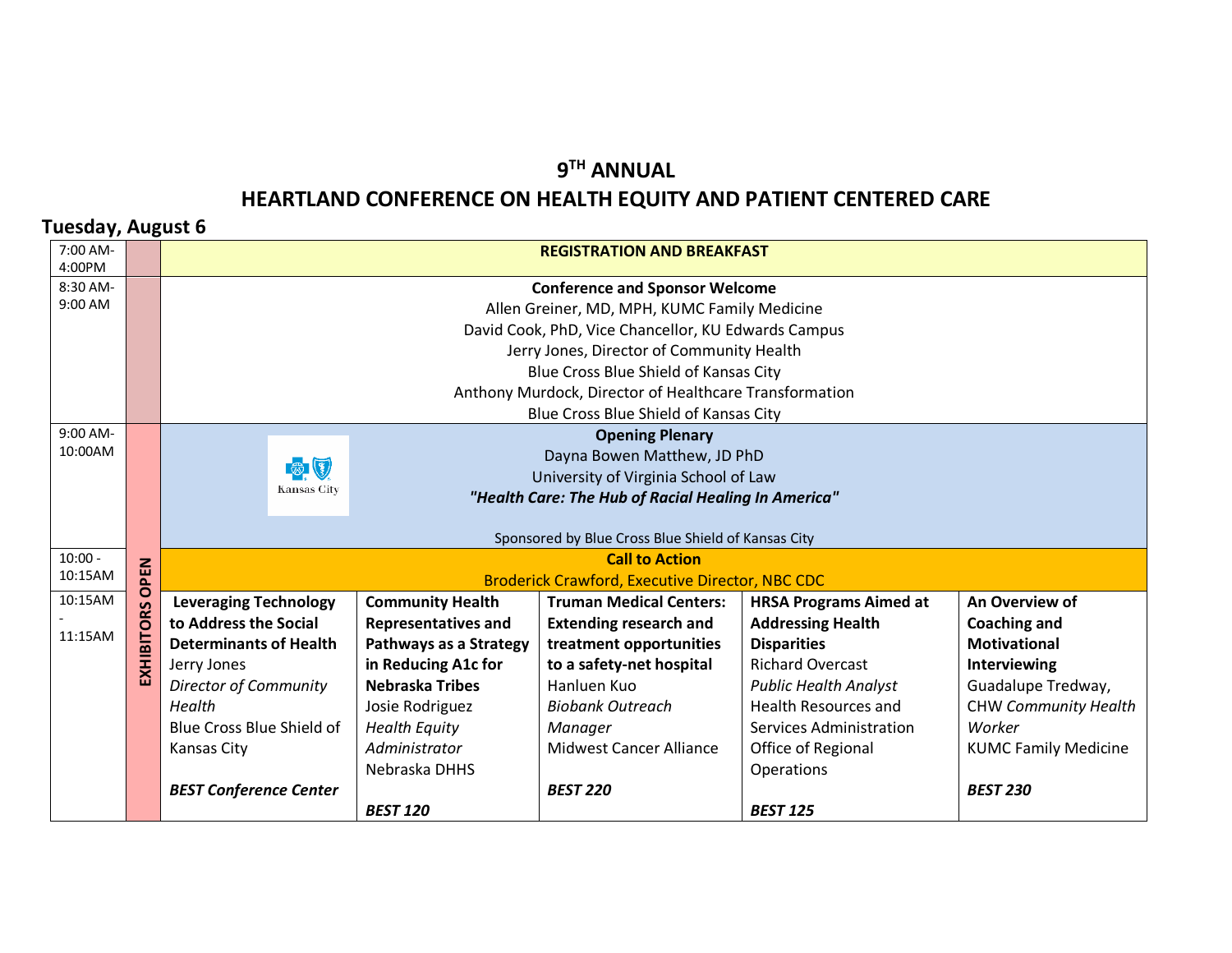# 9TH ANNUAL

# HEARTLAND CONFERENCE ON HEALTH EQUITY AND PATIENT CENTERED CARE

## Tuesday, August 6

| Time | | | | | | |
|---|---|---|---|---|---|---|
| 7:00 AM-4:00PM | **REGISTRATION AND BREAKFAST** | | | | | |
| 8:30 AM-9:00 AM | **Conference and Sponsor Welcome**<br>Allen Greiner, MD, MPH, KUMC Family Medicine<br>David Cook, PhD, Vice Chancellor, KU Edwards Campus<br>Jerry Jones, Director of Community Health<br>Blue Cross Blue Shield of Kansas City<br>Anthony Murdock, Director of Healthcare Transformation<br>Blue Cross Blue Shield of Kansas City | | | | | |
| 9:00 AM-10:00AM | EXHIBITORS OPEN | **Opening Plenary**<br>Dayna Bowen Matthew, JD PhD<br>University of Virginia School of Law<br>***"Health Care: The Hub of Racial Healing In America"***<br><br>Sponsored by Blue Cross Blue Shield of Kansas City | | | | |
| 10:00 - 10:15AM | EXHIBITORS OPEN | **Call to Action**<br>Broderick Crawford, Executive Director, NBC CDC | | | | |
| 10:15AM - 11:15AM | EXHIBITORS OPEN | **Leveraging Technology to Address the Social Determinants of Health**<br>Jerry Jones<br>*Director of Community Health*<br>Blue Cross Blue Shield of Kansas City<br><br>***BEST Conference Center*** | **Community Health Representatives and Pathways as a Strategy in Reducing A1c for Nebraska Tribes**<br>Josie Rodriguez<br>*Health Equity Administrator*<br>Nebraska DHHS<br><br>***BEST 120*** | **Truman Medical Centers: Extending research and treatment opportunities to a safety-net hospital**<br>Hanluen Kuo<br>*Biobank Outreach Manager*<br>Midwest Cancer Alliance<br><br>***BEST 220*** | **HRSA Programs Aimed at Addressing Health Disparities**<br>Richard Overcast<br>*Public Health Analyst*<br>Health Resources and Services Administration Office of Regional Operations<br><br>***BEST 125*** | **An Overview of Coaching and Motivational Interviewing**<br>Guadalupe Tredway, CHW *Community Health Worker*<br>KUMC Family Medicine<br><br>***BEST 230*** |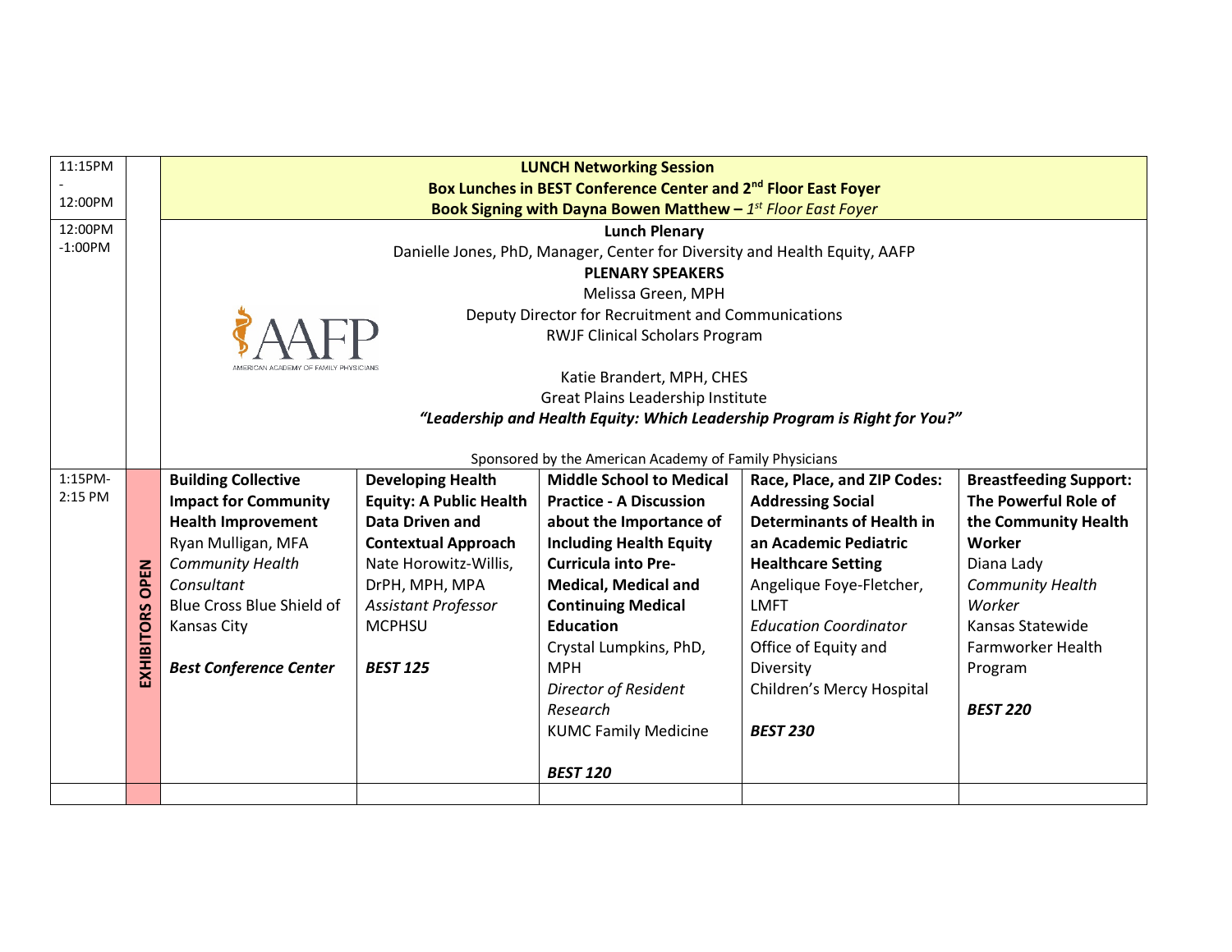| Time | | | | | | |
|---|---|---|---|---|---|---|
| 11:15PM - 12:00PM | | **LUNCH Networking Session**<br>**Box Lunches in BEST Conference Center and 2nd Floor East Foyer**<br>**Book Signing with Dayna Bowen Matthew –** ***1st Floor East Foyer*** | | | | |
| 12:00PM -1:00PM | | **Lunch Plenary**<br>Danielle Jones, PhD, Manager, Center for Diversity and Health Equity, AAFP<br>**PLENARY SPEAKERS**<br>Melissa Green, MPH<br>Deputy Director for Recruitment and Communications<br>RWJF Clinical Scholars Program<br><br>Katie Brandert, MPH, CHES<br>Great Plains Leadership Institute<br>***"Leadership and Health Equity: Which Leadership Program is Right for You?"***<br><br>AAFP<br>AMERICAN ACADEMY OF FAMILY PHYSICIANS<br><br>Sponsored by the American Academy of Family Physicians | | | | |
| 1:15PM-2:15 PM | **EXHIBITORS OPEN** | **Building Collective Impact for Community Health Improvement**<br>Ryan Mulligan, MFA<br>*Community Health Consultant*<br>Blue Cross Blue Shield of Kansas City<br><br>***Best Conference Center*** | **Developing Health Equity: A Public Health Data Driven and Contextual Approach**<br>Nate Horowitz-Willis, DrPH, MPH, MPA<br>*Assistant Professor*<br>MCPHSU<br><br>***BEST 125*** | **Middle School to Medical Practice - A Discussion about the Importance of Including Health Equity Curricula into Pre-Medical, Medical and Continuing Medical Education**<br>Crystal Lumpkins, PhD, MPH<br>*Director of Resident Research*<br>KUMC Family Medicine<br><br>***BEST 120*** | **Race, Place, and ZIP Codes: Addressing Social Determinants of Health in an Academic Pediatric Healthcare Setting**<br>Angelique Foye-Fletcher, LMFT<br>*Education Coordinator*<br>Office of Equity and Diversity<br>Children's Mercy Hospital<br><br>***BEST 230*** | **Breastfeeding Support: The Powerful Role of the Community Health Worker**<br>Diana Lady<br>*Community Health Worker*<br>Kansas Statewide Farmworker Health Program<br><br>***BEST 220*** |
| | | | | | | |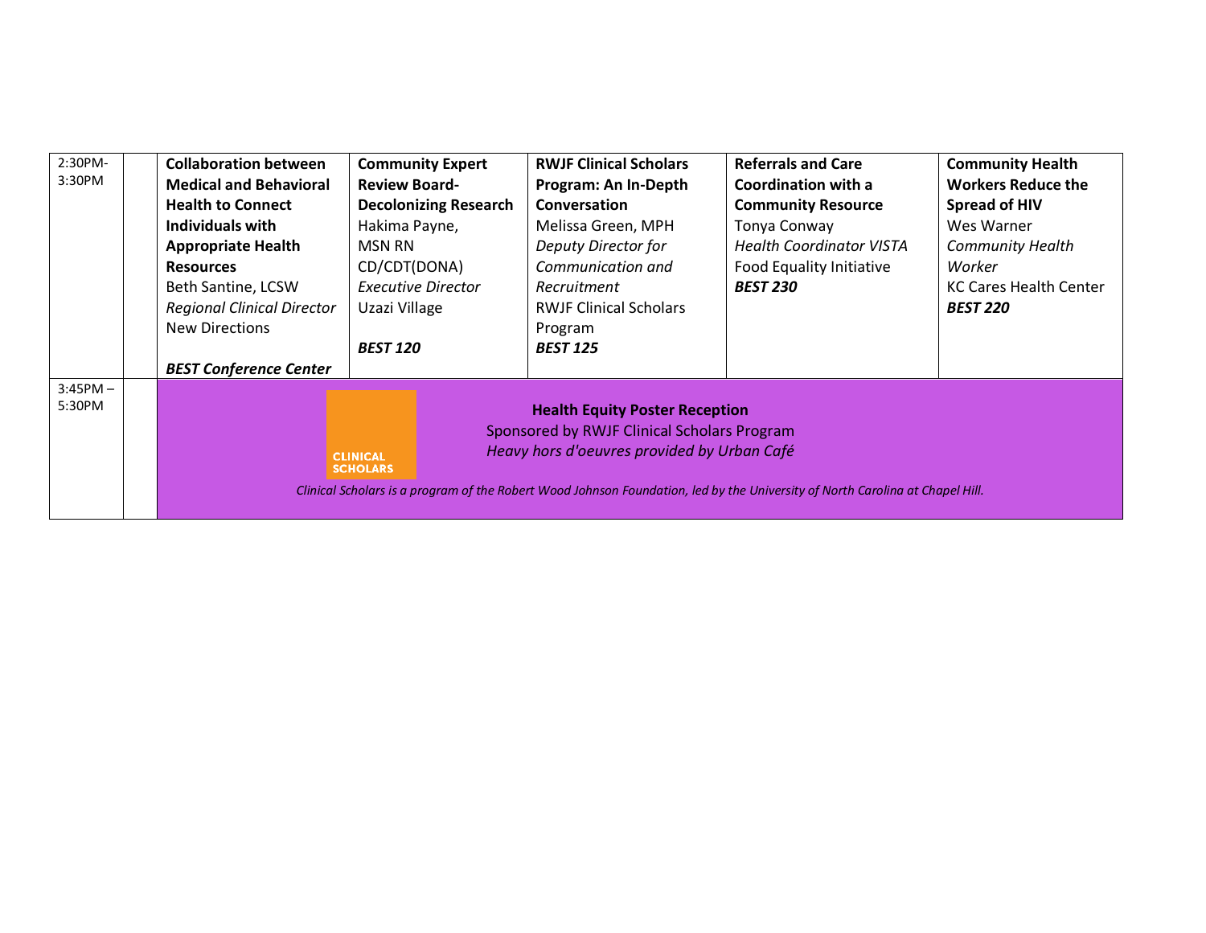| 2:30PM-3:30PM | | **Collaboration between Medical and Behavioral Health to Connect Individuals with Appropriate Health Resources**<br>Beth Santine, LCSW<br>*Regional Clinical Director*<br>New Directions<br><br>***BEST Conference Center*** | **Community Expert Review Board- Decolonizing Research**<br>Hakima Payne, MSN RN CD/CDT(DONA)<br>*Executive Director*<br>Uzazi Village<br><br>***BEST 120*** | **RWJF Clinical Scholars Program: An In-Depth Conversation**<br>Melissa Green, MPH<br>*Deputy Director for Communication and Recruitment*<br>RWJF Clinical Scholars Program<br>***BEST 125*** | **Referrals and Care Coordination with a Community Resource**<br>Tonya Conway<br>*Health Coordinator VISTA*<br>Food Equality Initiative<br>***BEST 230*** | **Community Health Workers Reduce the Spread of HIV**<br>Wes Warner<br>*Community Health Worker*<br>KC Cares Health Center<br>***BEST 220*** |
|---|---|---|---|---|---|---|
| 3:45PM – 5:30PM | | CLINICAL SCHOLARS<br>**Health Equity Poster Reception**<br>Sponsored by RWJF Clinical Scholars Program<br>*Heavy hors d'oeuvres provided by Urban Café*<br>*Clinical Scholars is a program of the Robert Wood Johnson Foundation, led by the University of North Carolina at Chapel Hill.* | | | | |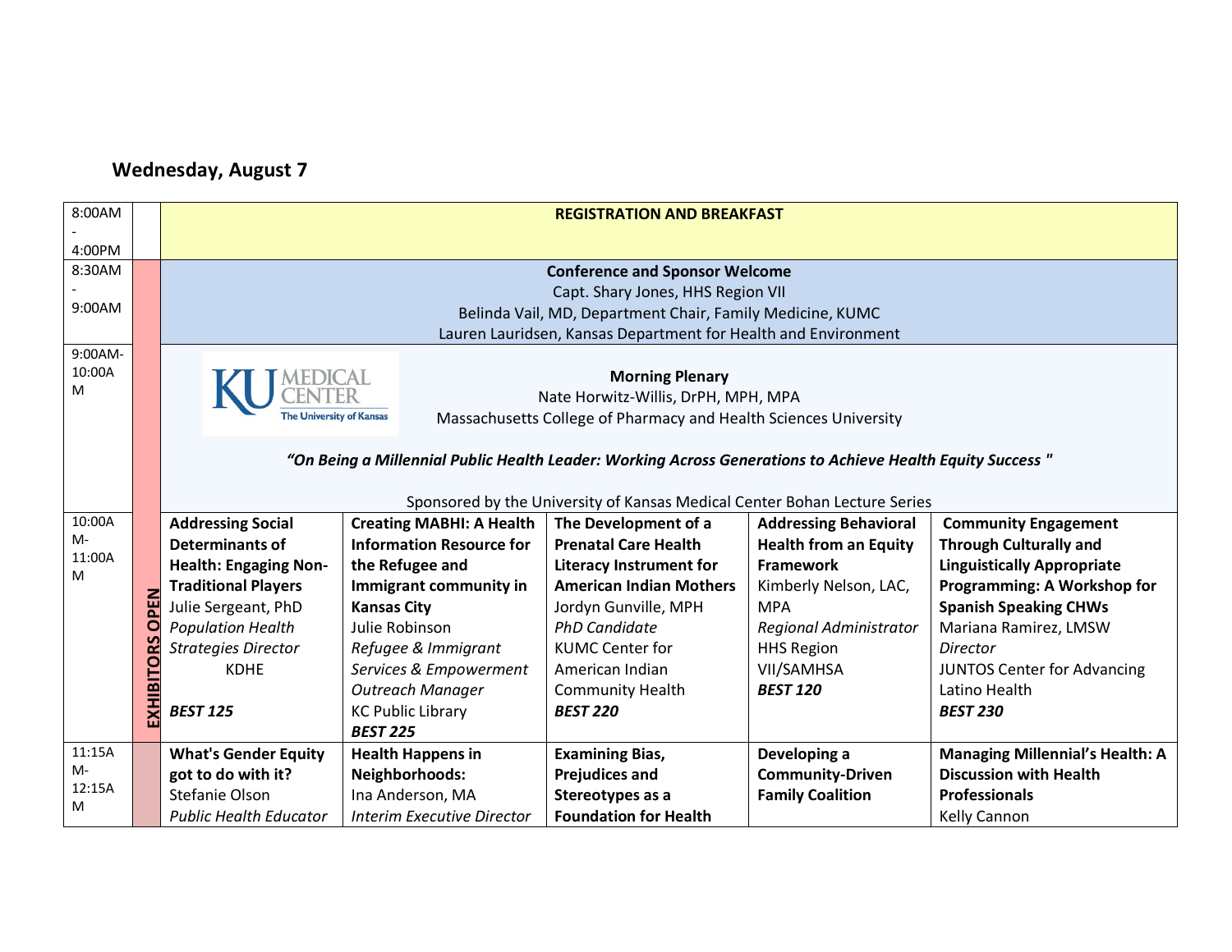## Wednesday, August 7

| Time | | | | | | |
|---|---|---|---|---|---|---|
| 8:00AM - 4:00PM | | **REGISTRATION AND BREAKFAST** | | | | |
| 8:30AM - 9:00AM | EXHIBITORS OPEN | **Conference and Sponsor Welcome**<br>Capt. Shary Jones, HHS Region VII<br>Belinda Vail, MD, Department Chair, Family Medicine, KUMC<br>Lauren Lauridsen, Kansas Department for Health and Environment | | | | |
| 9:00AM-10:00AM | | KU MEDICAL CENTER The University of Kansas<br>**Morning Plenary**<br>Nate Horwitz-Willis, DrPH, MPH, MPA<br>Massachusetts College of Pharmacy and Health Sciences University<br>***"On Being a Millennial Public Health Leader: Working Across Generations to Achieve Health Equity Success "***<br>Sponsored by the University of Kansas Medical Center Bohan Lecture Series | | | | |
| 10:00AM-11:00AM | | **Addressing Social Determinants of Health: Engaging Non-Traditional Players**<br>Julie Sergeant, PhD<br>*Population Health Strategies Director*<br>KDHE<br>***BEST 125*** | **Creating MABHI: A Health Information Resource for the Refugee and Immigrant community in Kansas City**<br>Julie Robinson<br>*Refugee & Immigrant Services & Empowerment Outreach Manager*<br>KC Public Library<br>***BEST 225*** | **The Development of a Prenatal Care Health Literacy Instrument for American Indian Mothers**<br>Jordyn Gunville, MPH<br>*PhD Candidate*<br>KUMC Center for American Indian Community Health<br>***BEST 220*** | **Addressing Behavioral Health from an Equity Framework**<br>Kimberly Nelson, LAC, MPA<br>*Regional Administrator*<br>HHS Region VII/SAMHSA<br>***BEST 120*** | **Community Engagement Through Culturally and Linguistically Appropriate Programming: A Workshop for Spanish Speaking CHWs**<br>Mariana Ramirez, LMSW<br>*Director*<br>JUNTOS Center for Advancing Latino Health<br>***BEST 230*** |
| 11:15AM-12:15AM | | **What's Gender Equity got to do with it?**<br>Stefanie Olson<br>*Public Health Educator* | **Health Happens in Neighborhoods:**<br>Ina Anderson, MA<br>*Interim Executive Director* | **Examining Bias, Prejudices and Stereotypes as a Foundation for Health** | **Developing a Community-Driven Family Coalition** | **Managing Millennial's Health: A Discussion with Health Professionals**<br>Kelly Cannon |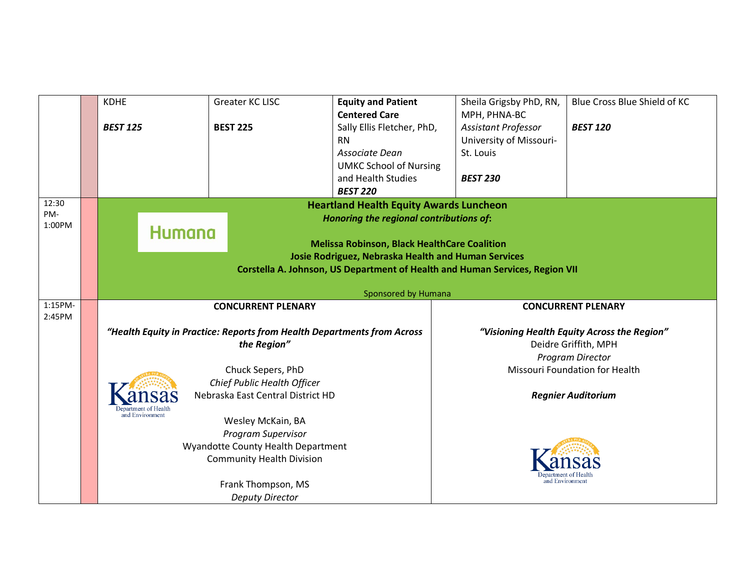| | | | | | | |
|---|---|---|---|---|---|---|
| | | KDHE<br><br>***BEST 125*** | Greater KC LISC<br><br>**BEST 225** | **Equity and Patient Centered Care**<br>Sally Ellis Fletcher, PhD, RN<br>*Associate Dean*<br>UMKC School of Nursing and Health Studies<br>***BEST 220*** | Sheila Grigsby PhD, RN, MPH, PHNA-BC<br>*Assistant Professor*<br>University of Missouri-St. Louis<br><br>***BEST 230*** | Blue Cross Blue Shield of KC<br><br>***BEST 120*** |
| 12:30 PM-1:00PM | | **Heartland Health Equity Awards Luncheon**<br>***Honoring the regional contributions of*:**<br><br>Humana<br><br>**Melissa Robinson, Black HealthCare Coalition**<br>**Josie Rodriguez, Nebraska Health and Human Services**<br>**Corstella A. Johnson, US Department of Health and Human Services, Region VII**<br><br>Sponsored by Humana | | | | |
| 1:15PM-2:45PM | | **CONCURRENT PLENARY**<br><br>***"Health Equity in Practice: Reports from Health Departments from Across the Region"***<br><br>Kansas Department of Health and Environment<br><br>Chuck Sepers, PhD<br>*Chief Public Health Officer*<br>Nebraska East Central District HD<br><br>Wesley McKain, BA<br>*Program Supervisor*<br>Wyandotte County Health Department<br>Community Health Division<br><br>Frank Thompson, MS<br>*Deputy Director* | | | **CONCURRENT PLENARY**<br><br>***"Visioning Health Equity Across the Region"***<br>Deidre Griffith, MPH<br>*Program Director*<br>Missouri Foundation for Health<br><br>***Regnier Auditorium***<br><br>Kansas Department of Health and Environment | |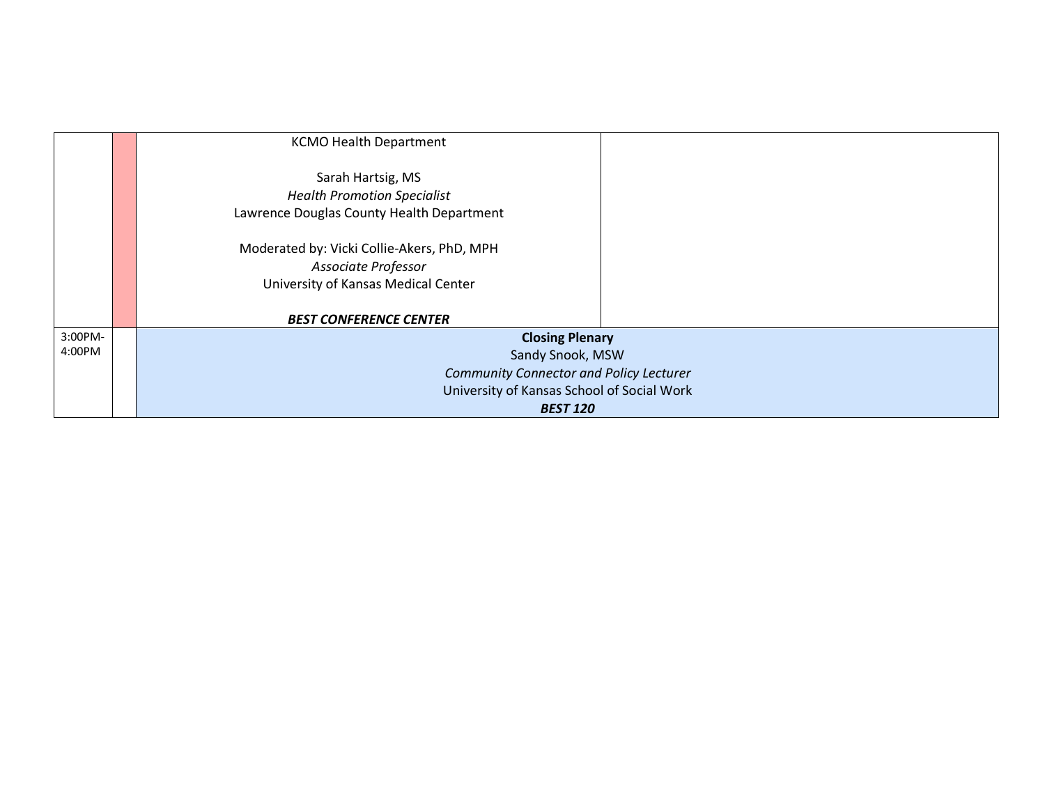| | | | |
|---|---|---|---|
| | | KCMO Health Department<br><br>Sarah Hartsig, MS<br>*Health Promotion Specialist*<br>Lawrence Douglas County Health Department<br><br>Moderated by: Vicki Collie-Akers, PhD, MPH<br>*Associate Professor*<br>University of Kansas Medical Center<br><br>***BEST CONFERENCE CENTER*** | |
| 3:00PM-4:00PM | | **Closing Plenary**<br>Sandy Snook, MSW<br>*Community Connector and Policy Lecturer*<br>University of Kansas School of Social Work<br>***BEST 120*** | |